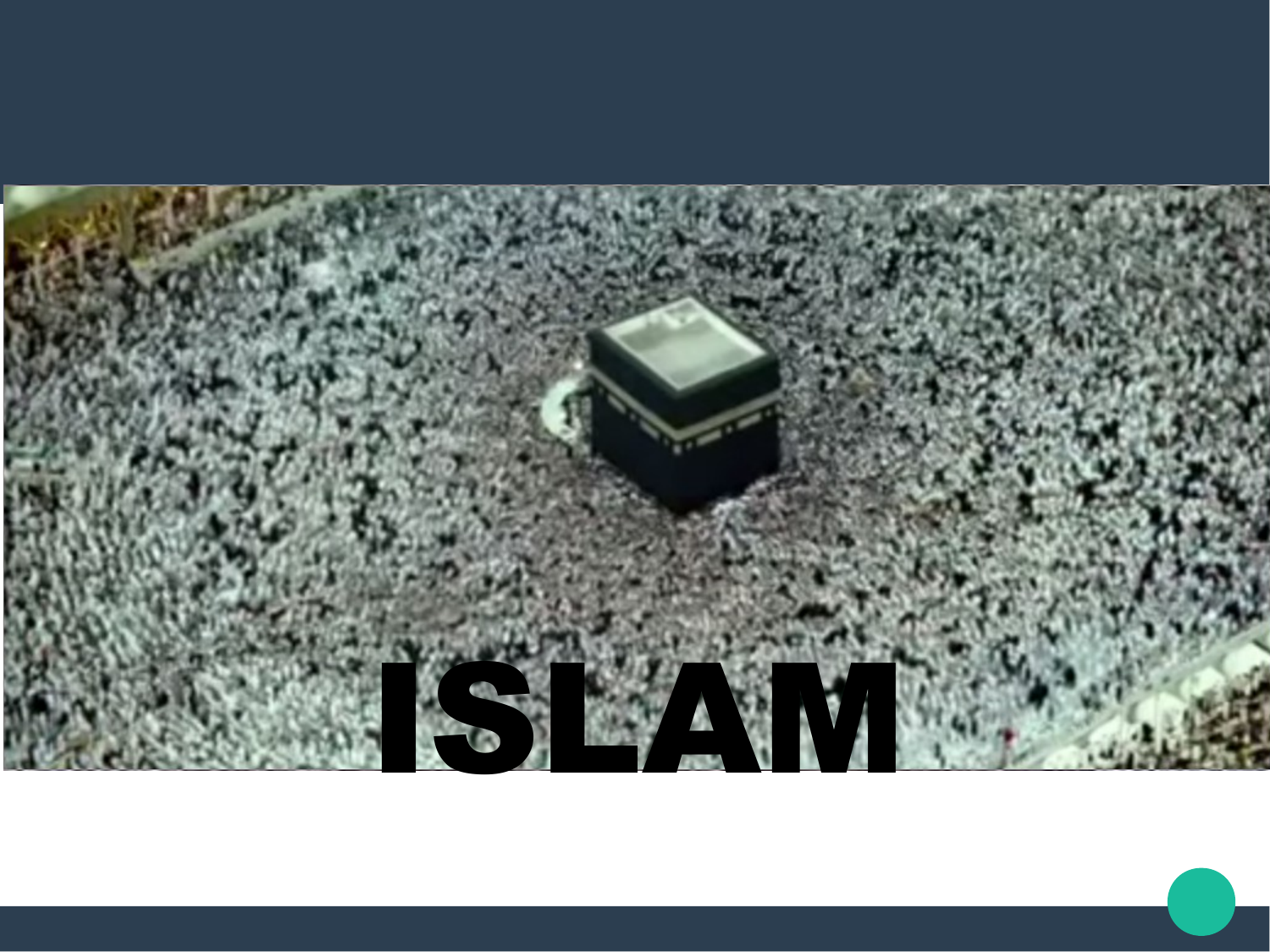# ISLAM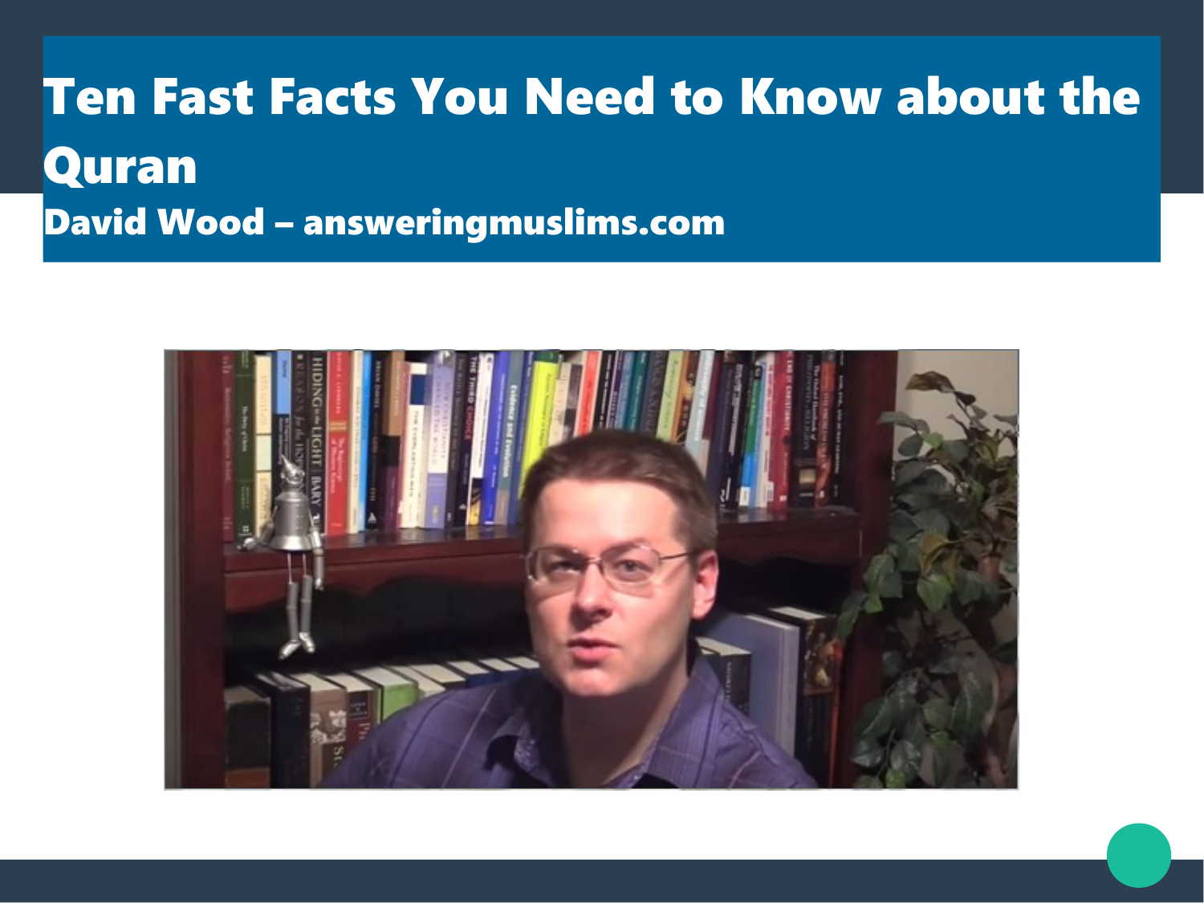# Ten Fast Facts You Need to Know about the Quran

### David Wood – answeringmuslims.com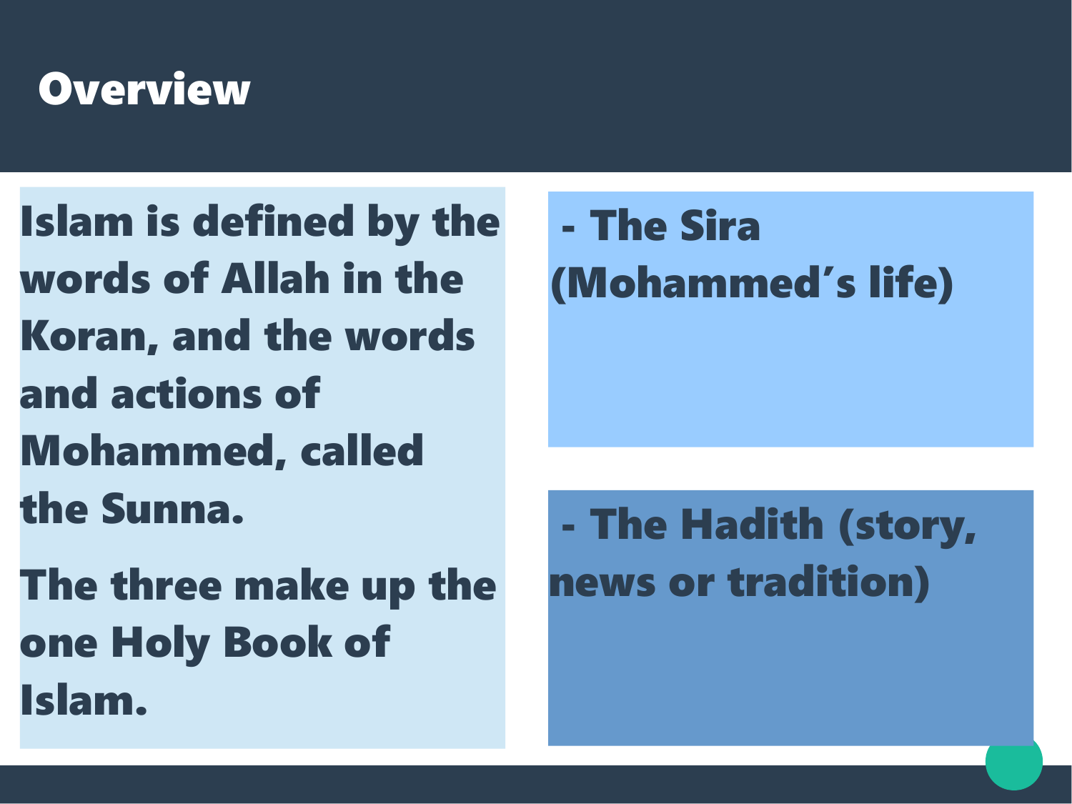# Overview

Islam is defined by the words of Allah in the Koran, and the words and actions of Mohammed, called the Sunna.

The three make up the one Holy Book of Islam.

- The Sira (Mohammed's life)

- The Hadith (story, news or tradition)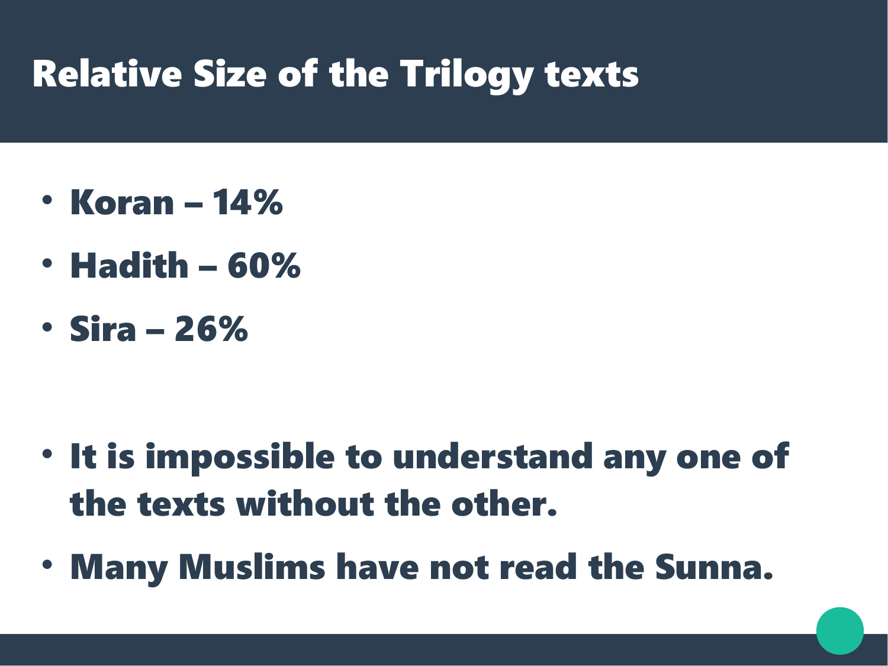# Relative Size of the Trilogy texts

- **Koran – 14%**
- **Hadith – 60%**
- **Sira – 26%**

- **It is impossible to understand any one of the texts without the other.**
- **Many Muslims have not read the Sunna.**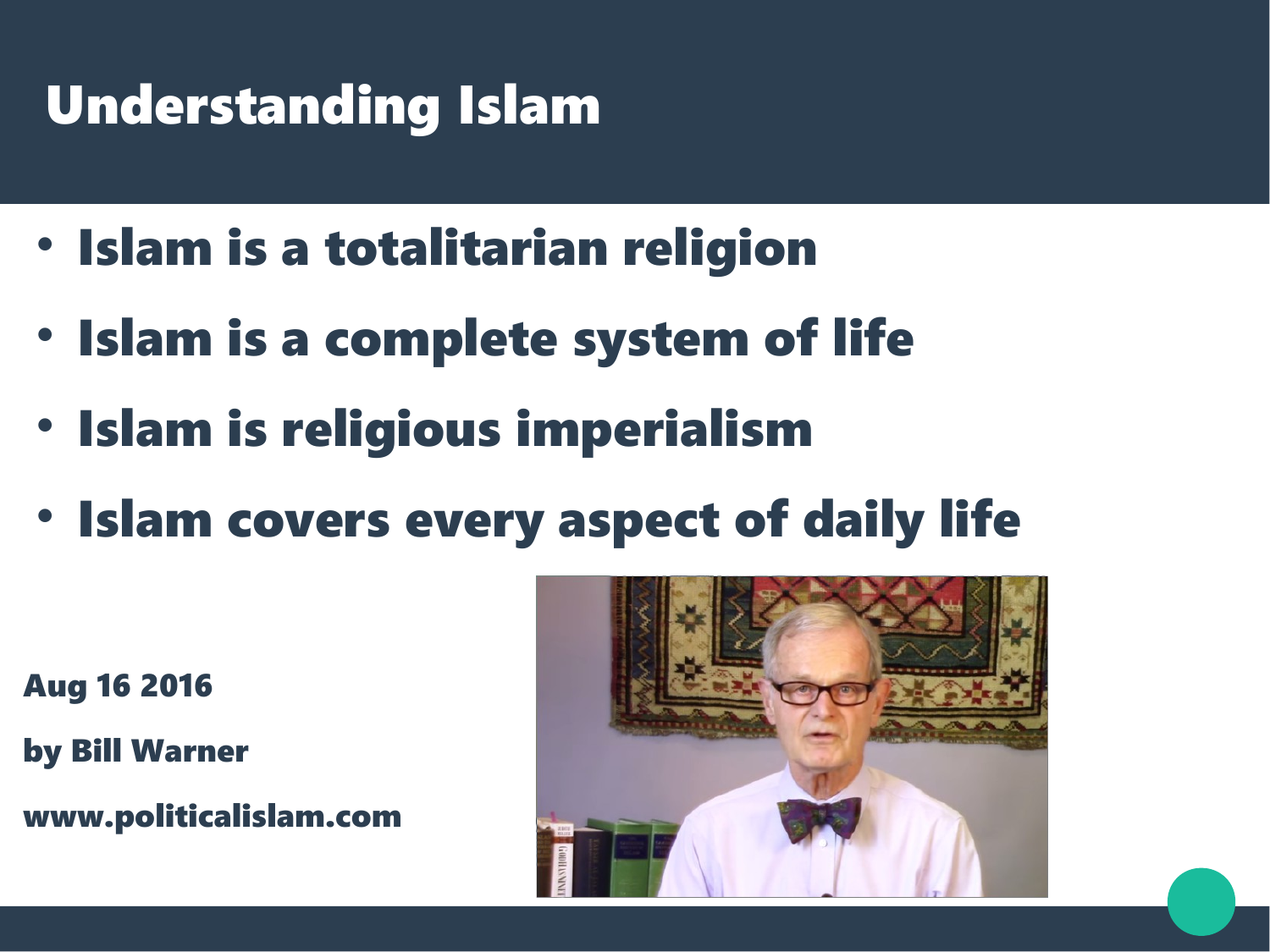# Understanding Islam

- **Islam is a totalitarian religion**
- **Islam is a complete system of life**
- **Islam is religious imperialism**
- **Islam covers every aspect of daily life**

**Aug 16 2016**

**by Bill Warner**

**www.politicalislam.com**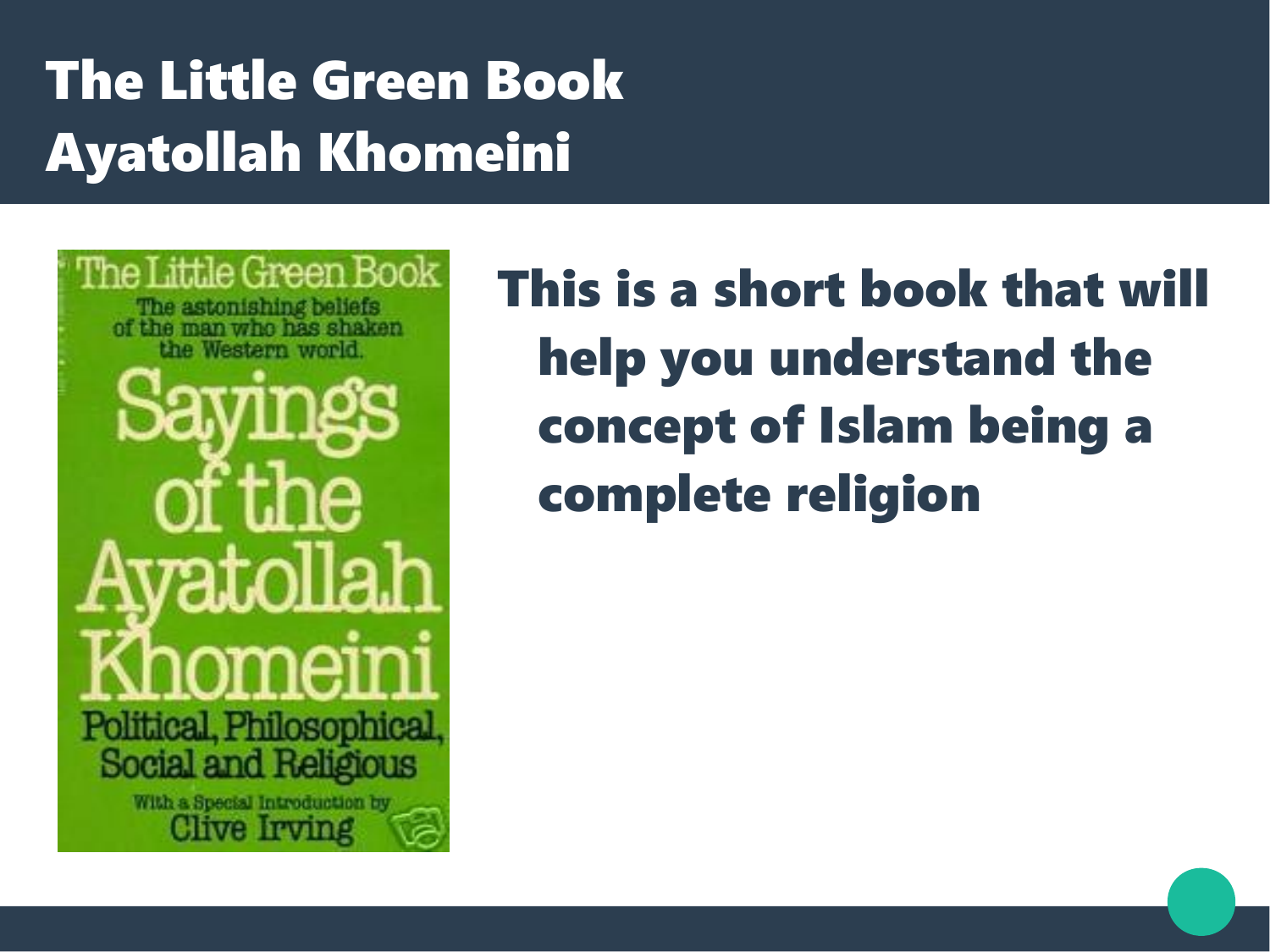# The Little Green Book
# Ayatollah Khomeini

The Little Green Book

The astonishing beliefs of the man who has shaken the Western world.

Sayings of the Ayatollah Khomeini

Political, Philosophical, Social and Religious

With a Special Introduction by Clive Irving

**This is a short book that will help you understand the concept of Islam being a complete religion**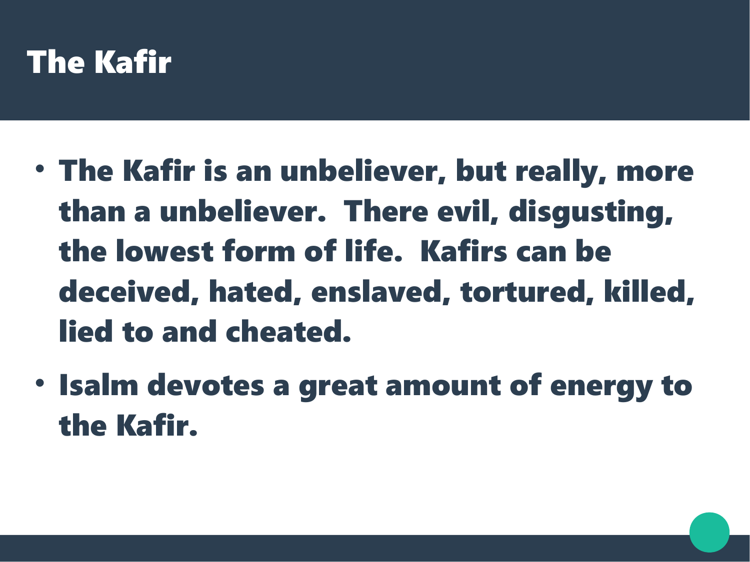# The Kafir

- The Kafir is an unbeliever, but really, more than a unbeliever.  There evil, disgusting, the lowest form of life.  Kafirs can be deceived, hated, enslaved, tortured, killed, lied to and cheated.
- Isalm devotes a great amount of energy to the Kafir.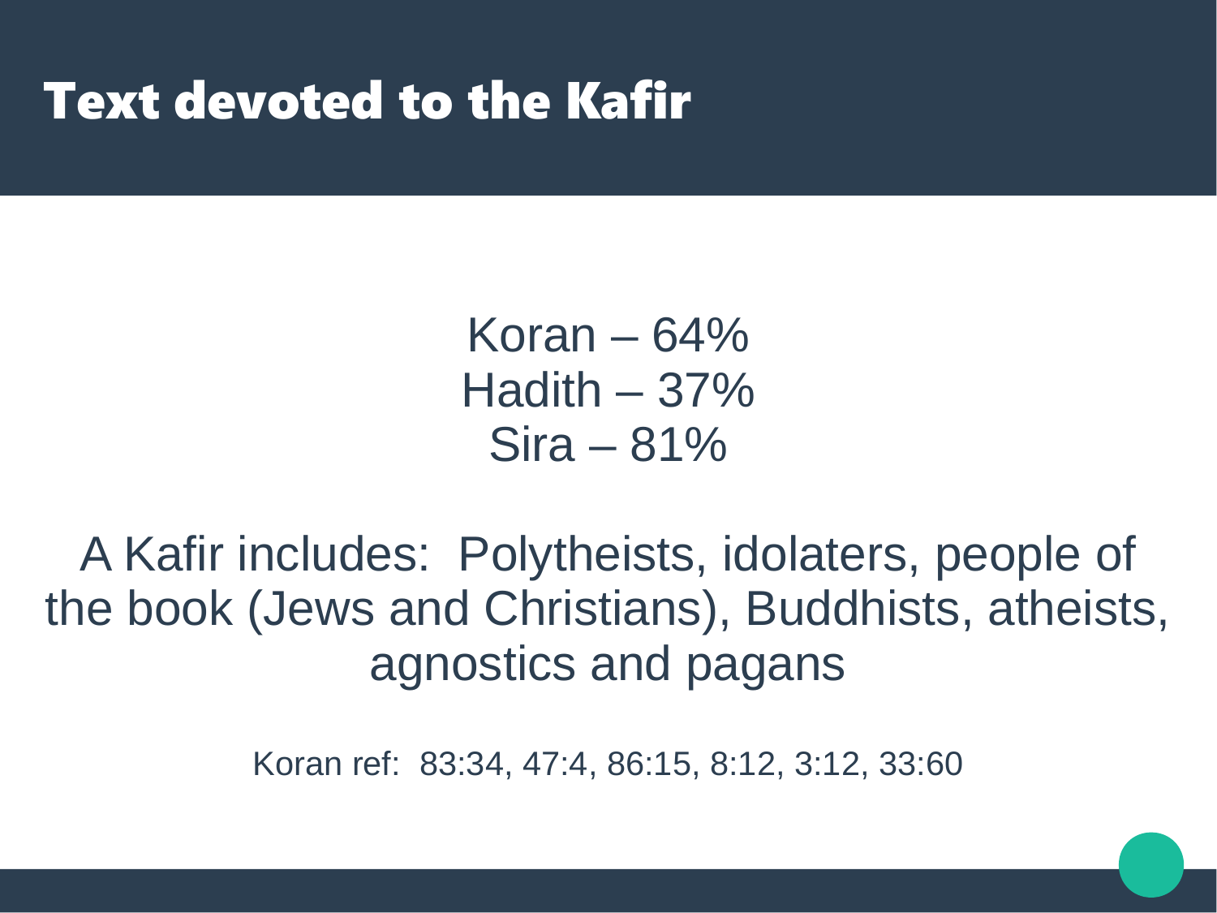# Text devoted to the Kafir

Koran – 64%
Hadith – 37%
Sira – 81%

A Kafir includes: Polytheists, idolaters, people of the book (Jews and Christians), Buddhists, atheists, agnostics and pagans

Koran ref: 83:34, 47:4, 86:15, 8:12, 3:12, 33:60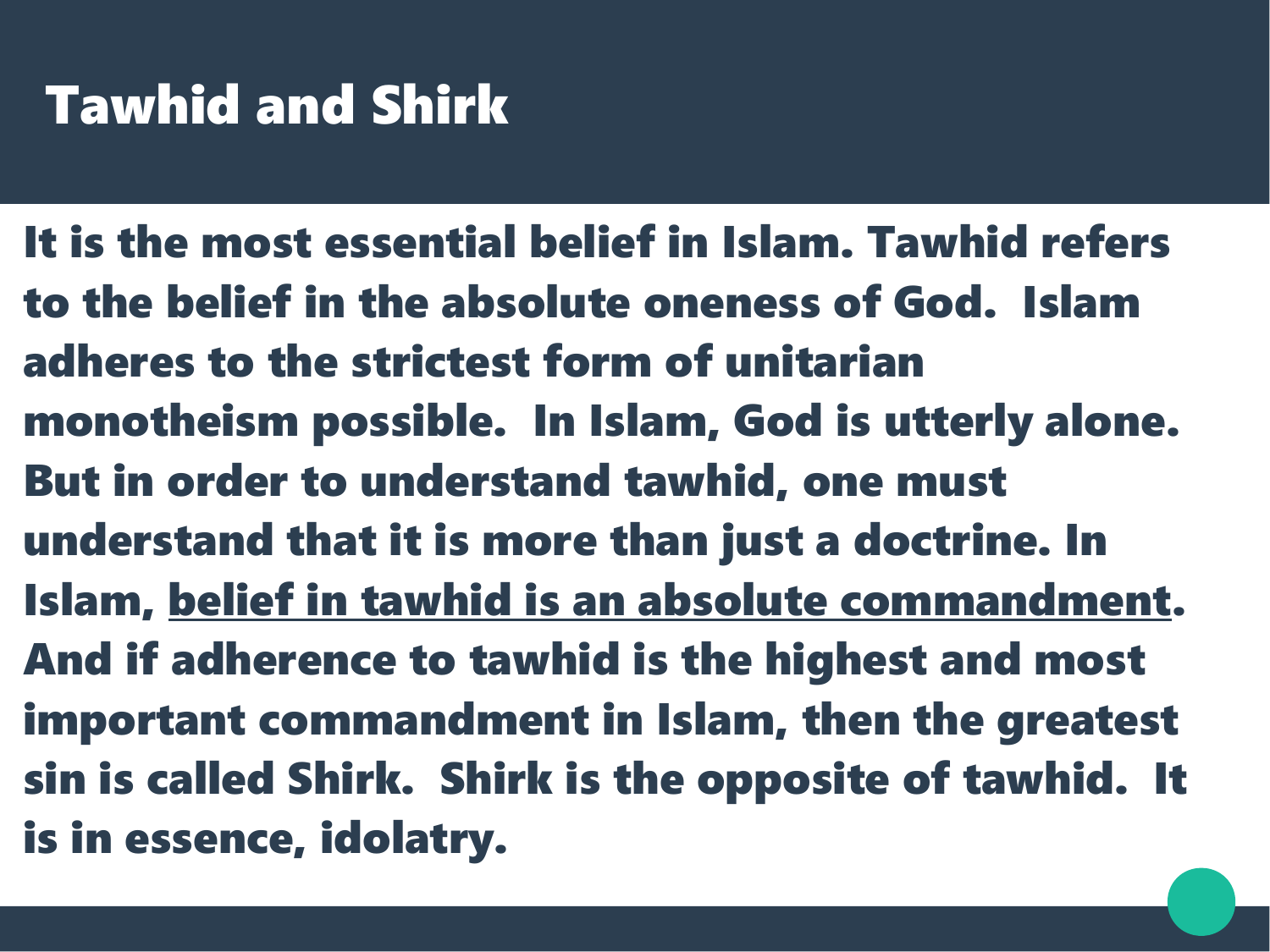# Tawhid and Shirk

It is the most essential belief in Islam. Tawhid refers to the belief in the absolute oneness of God. Islam adheres to the strictest form of unitarian monotheism possible. In Islam, God is utterly alone. But in order to understand tawhid, one must understand that it is more than just a doctrine. In Islam, <u>belief in tawhid is an absolute commandment</u>. And if adherence to tawhid is the highest and most important commandment in Islam, then the greatest sin is called Shirk. Shirk is the opposite of tawhid. It is in essence, idolatry.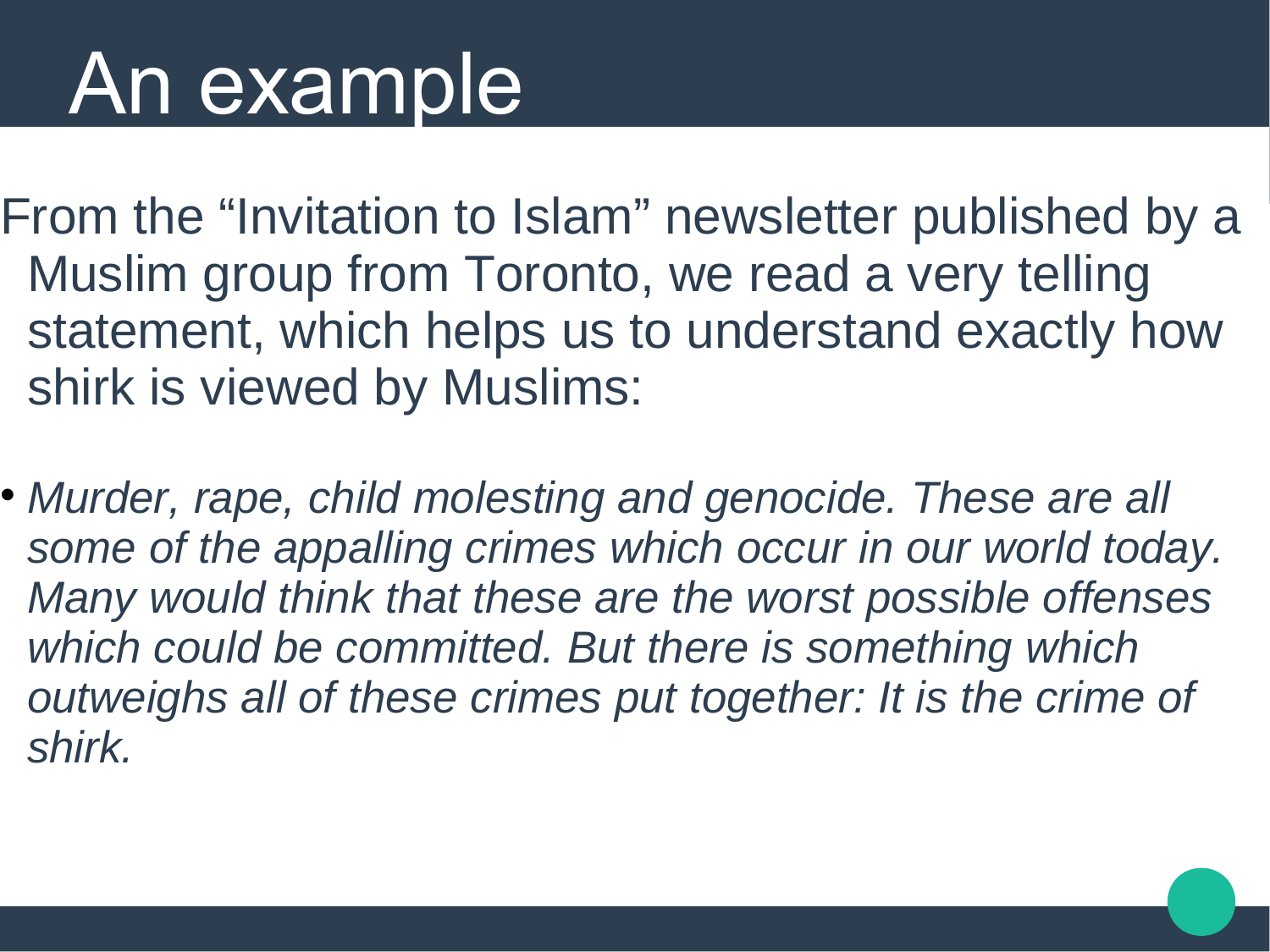# An example

From the "Invitation to Islam" newsletter published by a Muslim group from Toronto, we read a very telling statement, which helps us to understand exactly how shirk is viewed by Muslims:

- *Murder, rape, child molesting and genocide. These are all some of the appalling crimes which occur in our world today. Many would think that these are the worst possible offenses which could be committed. But there is something which outweighs all of these crimes put together: It is the crime of shirk.*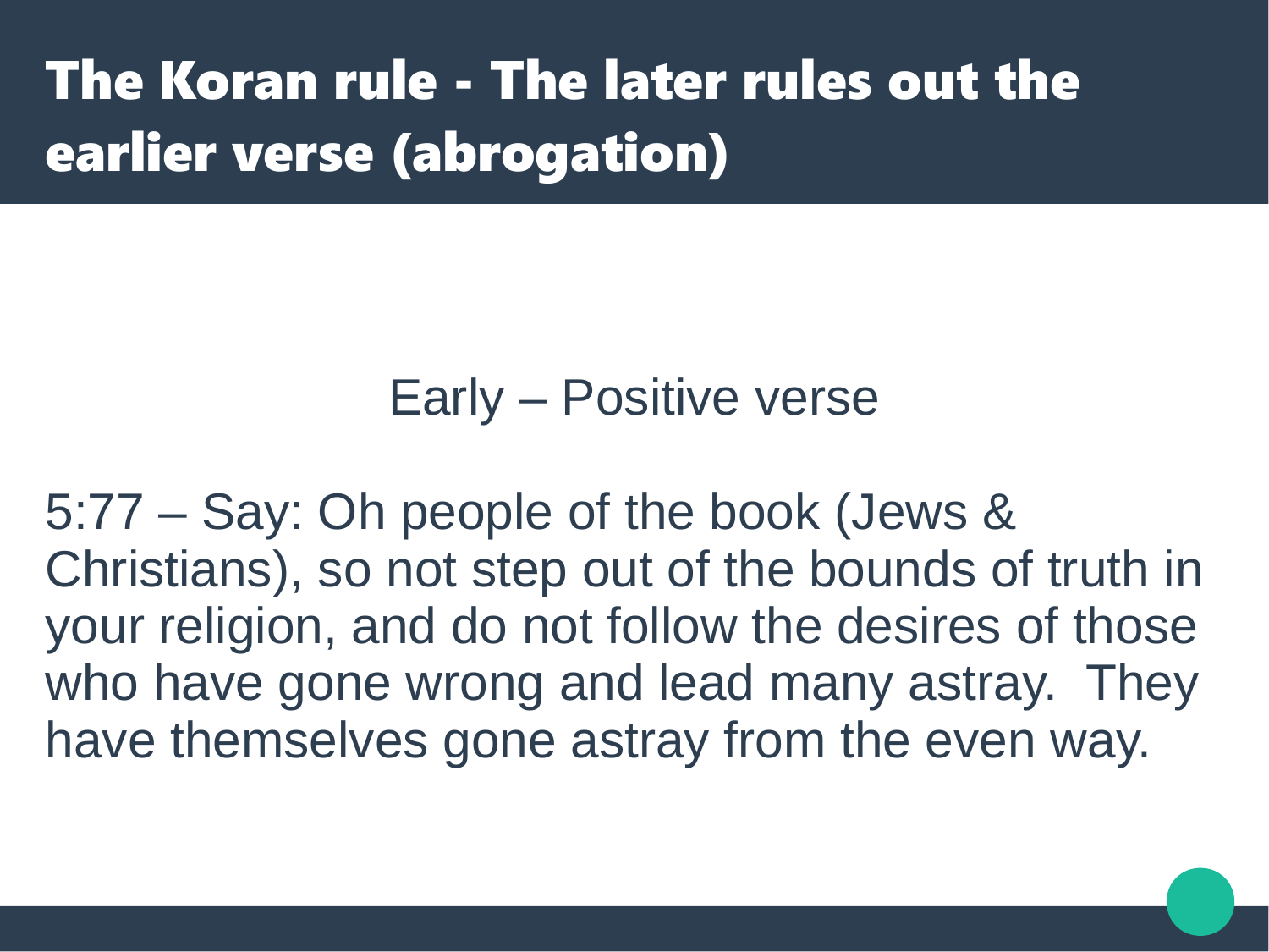# The Koran rule - The later rules out the earlier verse (abrogation)

Early – Positive verse

5:77 – Say: Oh people of the book (Jews & Christians), so not step out of the bounds of truth in your religion, and do not follow the desires of those who have gone wrong and lead many astray. They have themselves gone astray from the even way.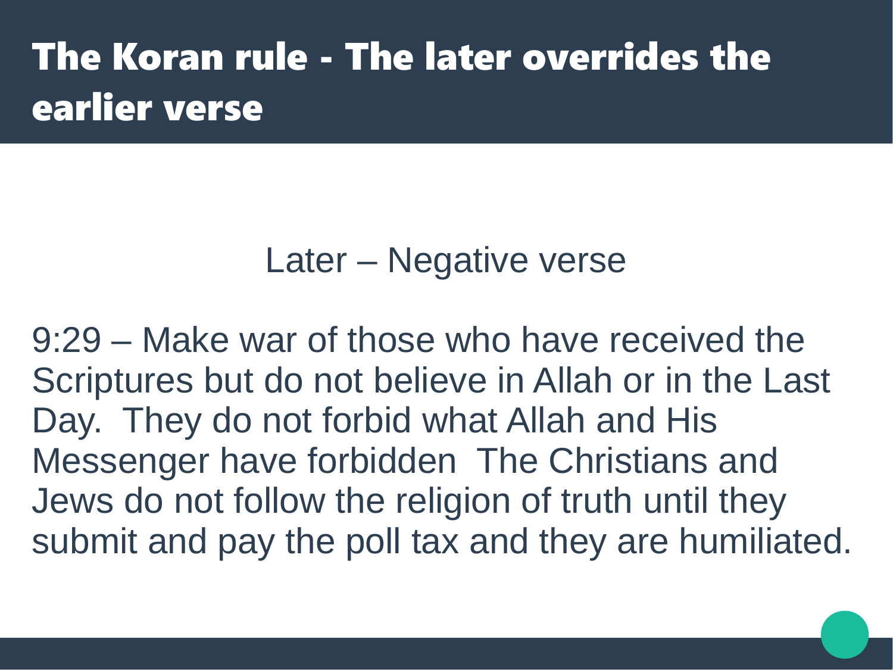# The Koran rule - The later overrides the earlier verse

Later – Negative verse

9:29 – Make war of those who have received the Scriptures but do not believe in Allah or in the Last Day.  They do not forbid what Allah and His Messenger have forbidden  The Christians and Jews do not follow the religion of truth until they submit and pay the poll tax and they are humiliated.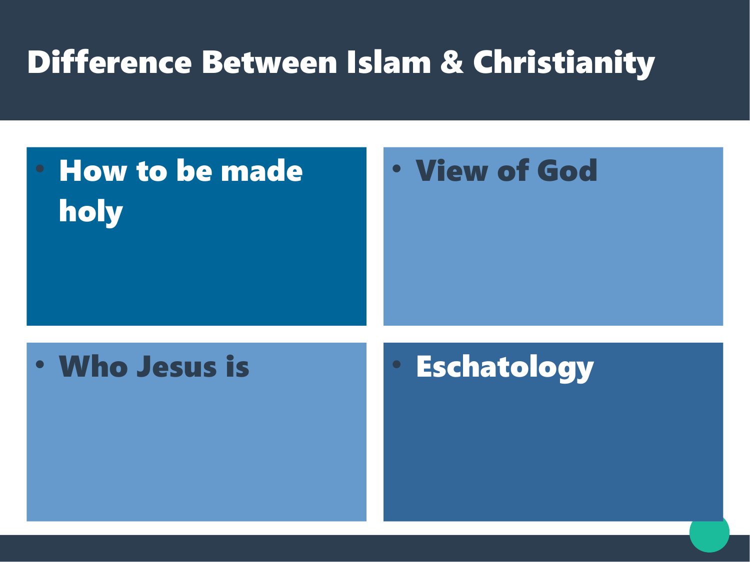# Difference Between Islam & Christianity

- How to be made holy

- View of God

- Who Jesus is

- Eschatology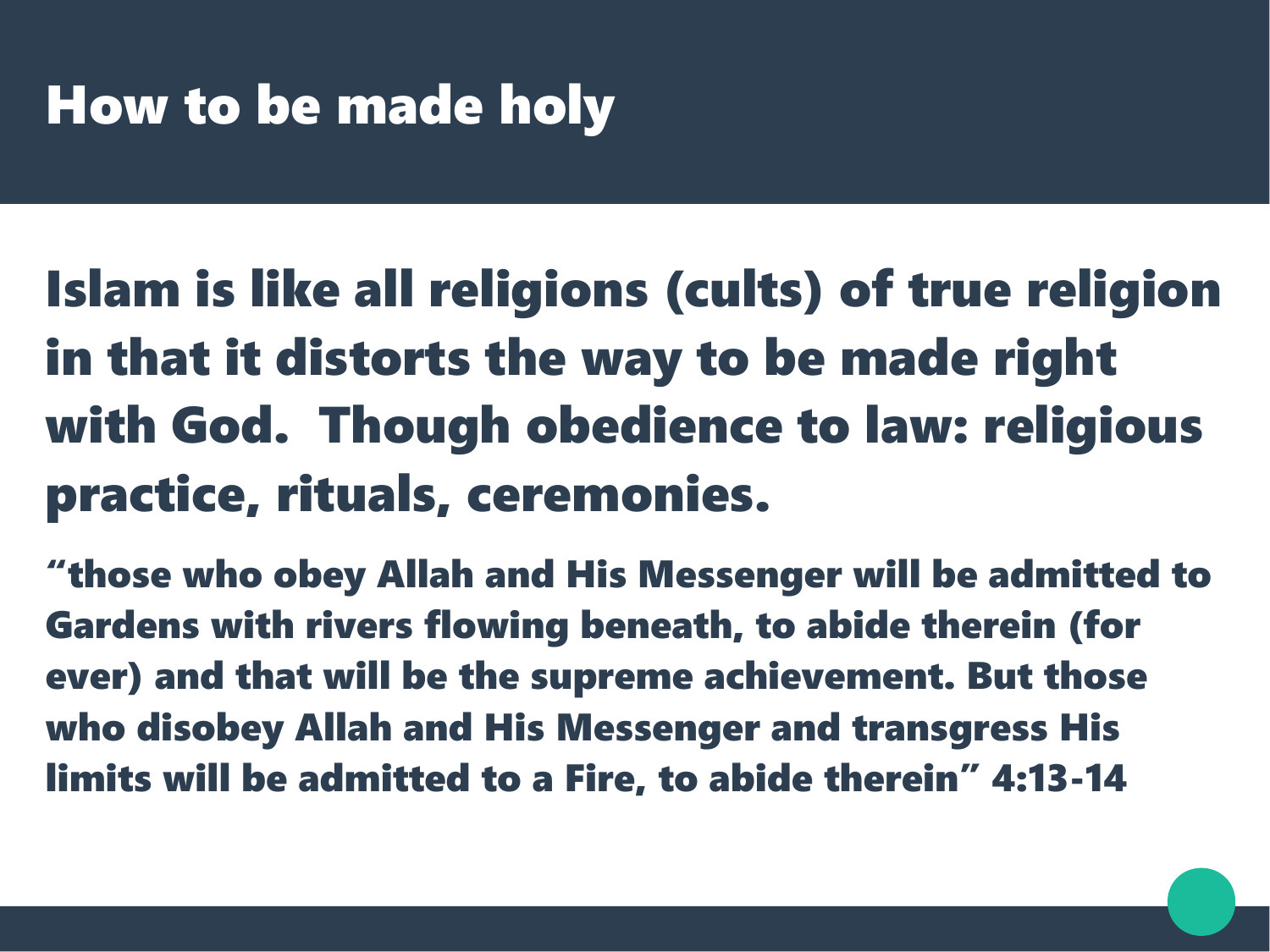# How to be made holy

## Islam is like all religions (cults) of true religion in that it distorts the way to be made right with God.  Though obedience to law: religious practice, rituals, ceremonies.

**“those who obey Allah and His Messenger will be admitted to Gardens with rivers flowing beneath, to abide therein (for ever) and that will be the supreme achievement. But those who disobey Allah and His Messenger and transgress His limits will be admitted to a Fire, to abide therein” 4:13-14**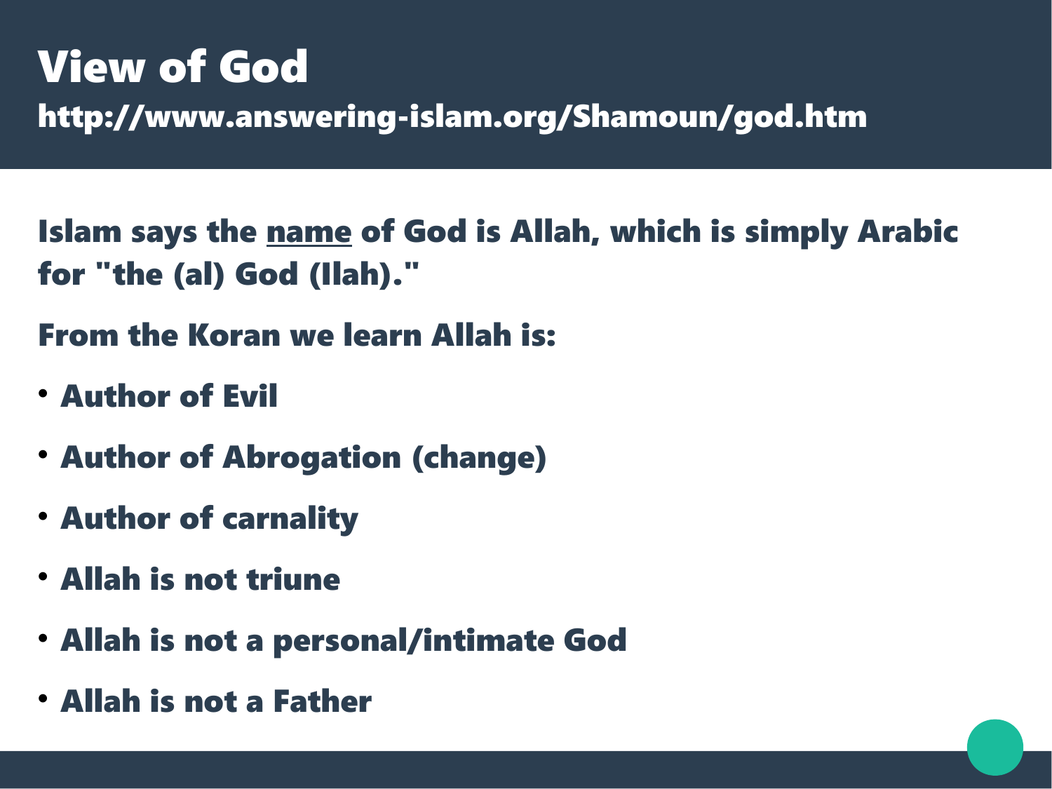# View of God

**http://www.answering-islam.org/Shamoun/god.htm**

**Islam says the <u>name</u> of God is Allah, which is simply Arabic for "the (al) God (Ilah)."**

**From the Koran we learn Allah is:**

- **Author of Evil**
- **Author of Abrogation (change)**
- **Author of carnality**
- **Allah is not triune**
- **Allah is not a personal/intimate God**
- **Allah is not a Father**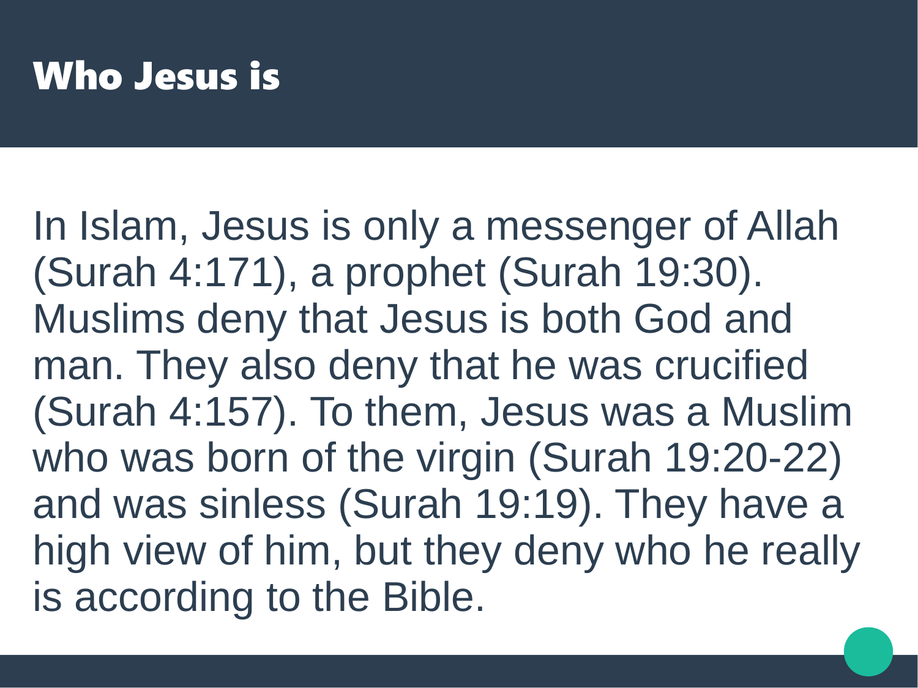# Who Jesus is

In Islam, Jesus is only a messenger of Allah (Surah 4:171), a prophet (Surah 19:30). Muslims deny that Jesus is both God and man. They also deny that he was crucified (Surah 4:157). To them, Jesus was a Muslim who was born of the virgin (Surah 19:20-22) and was sinless (Surah 19:19). They have a high view of him, but they deny who he really is according to the Bible.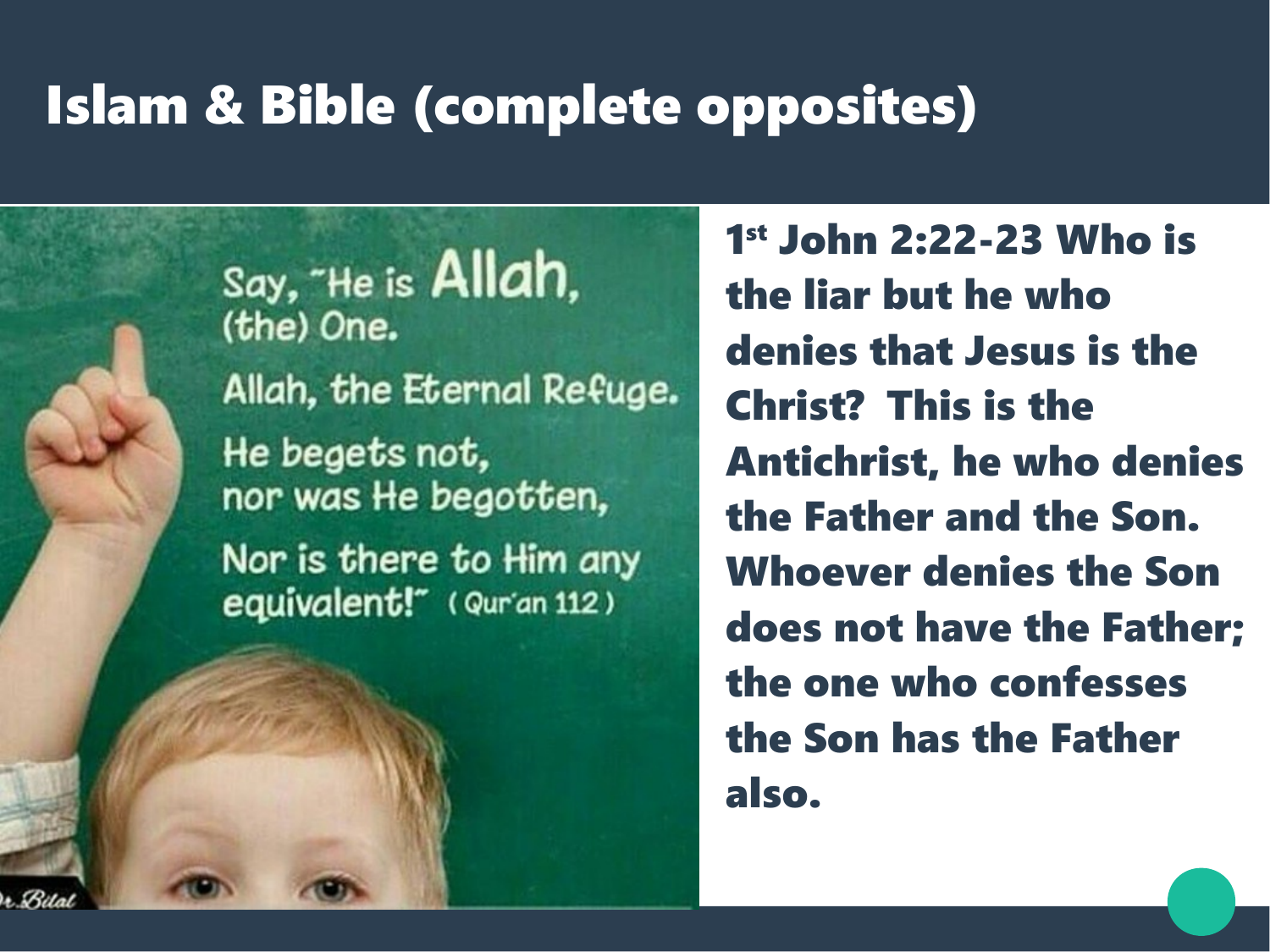# Islam & Bible (complete opposites)

Say, "He is Allah, (the) One.

Allah, the Eternal Refuge.

He begets not, nor was He begotten,

Nor is there to Him any equivalent!" (Qur'an 112)

**1st John 2:22-23 Who is the liar but he who denies that Jesus is the Christ? This is the Antichrist, he who denies the Father and the Son. Whoever denies the Son does not have the Father; the one who confesses the Son has the Father also.**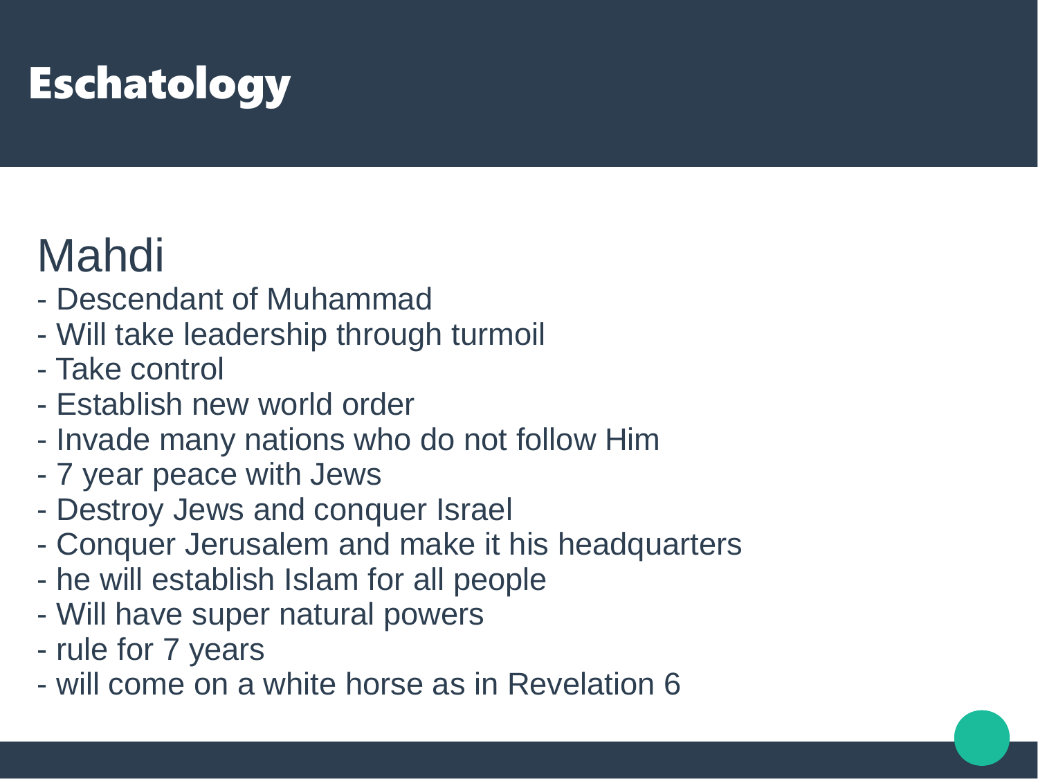# Eschatology

## Mahdi

- Descendant of Muhammad
- Will take leadership through turmoil
- Take control
- Establish new world order
- Invade many nations who do not follow Him
- 7 year peace with Jews
- Destroy Jews and conquer Israel
- Conquer Jerusalem and make it his headquarters
- he will establish Islam for all people
- Will have super natural powers
- rule for 7 years
- will come on a white horse as in Revelation 6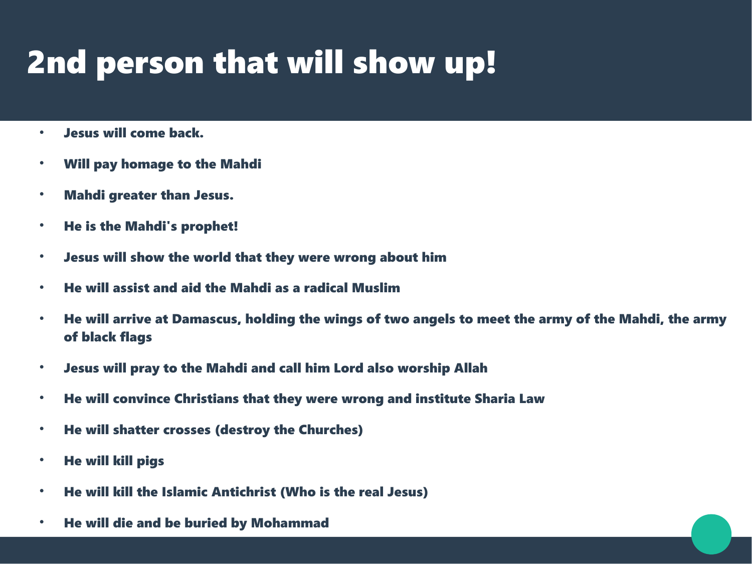# 2nd person that will show up!

- **Jesus will come back.**
- **Will pay homage to the Mahdi**
- **Mahdi greater than Jesus.**
- **He is the Mahdi's prophet!**
- **Jesus will show the world that they were wrong about him**
- **He will assist and aid the Mahdi as a radical Muslim**
- **He will arrive at Damascus, holding the wings of two angels to meet the army of the Mahdi, the army of black flags**
- **Jesus will pray to the Mahdi and call him Lord also worship Allah**
- **He will convince Christians that they were wrong and institute Sharia Law**
- **He will shatter crosses (destroy the Churches)**
- **He will kill pigs**
- **He will kill the Islamic Antichrist (Who is the real Jesus)**
- **He will die and be buried by Mohammad**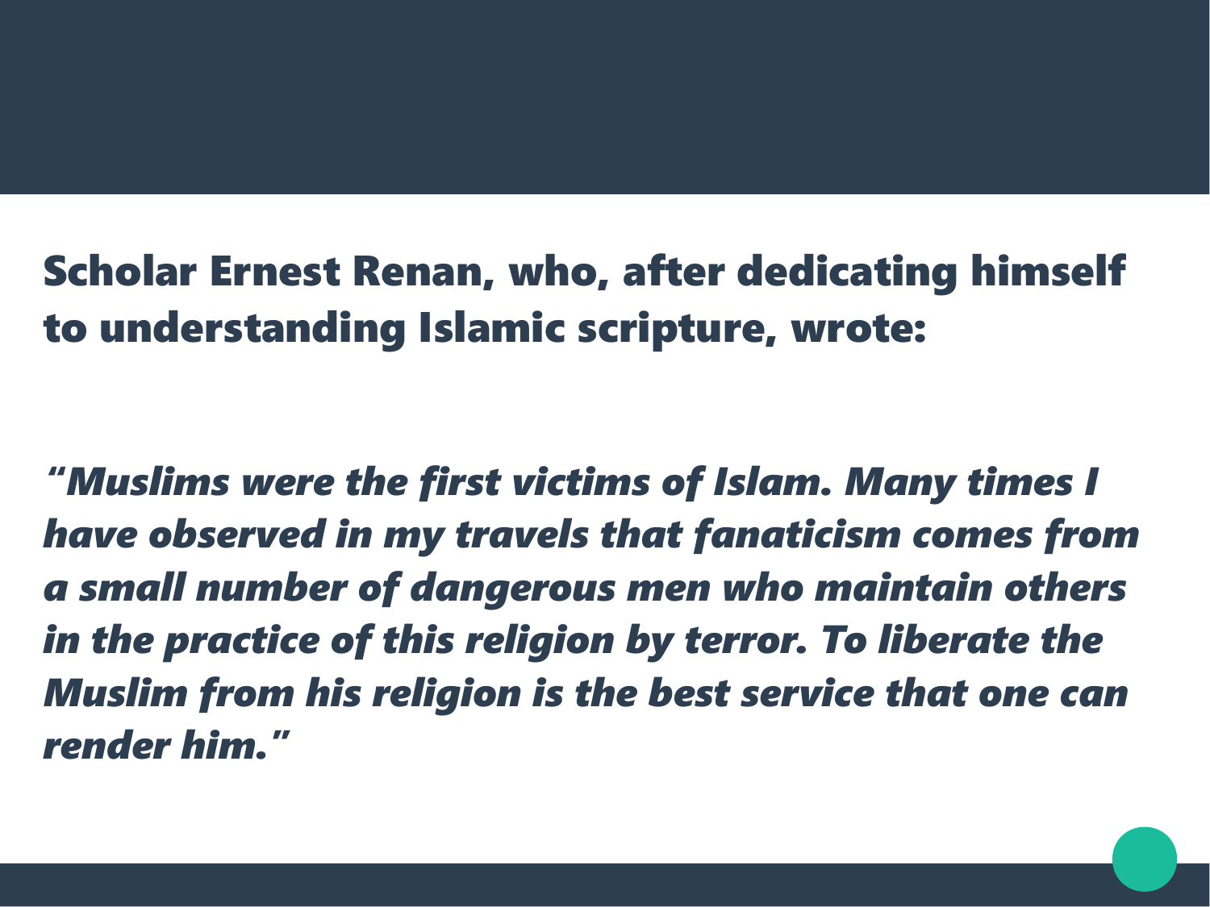**Scholar Ernest Renan, who, after dedicating himself to understanding Islamic scripture, wrote:**

***"Muslims were the first victims of Islam. Many times I have observed in my travels that fanaticism comes from a small number of dangerous men who maintain others in the practice of this religion by terror. To liberate the Muslim from his religion is the best service that one can render him."***